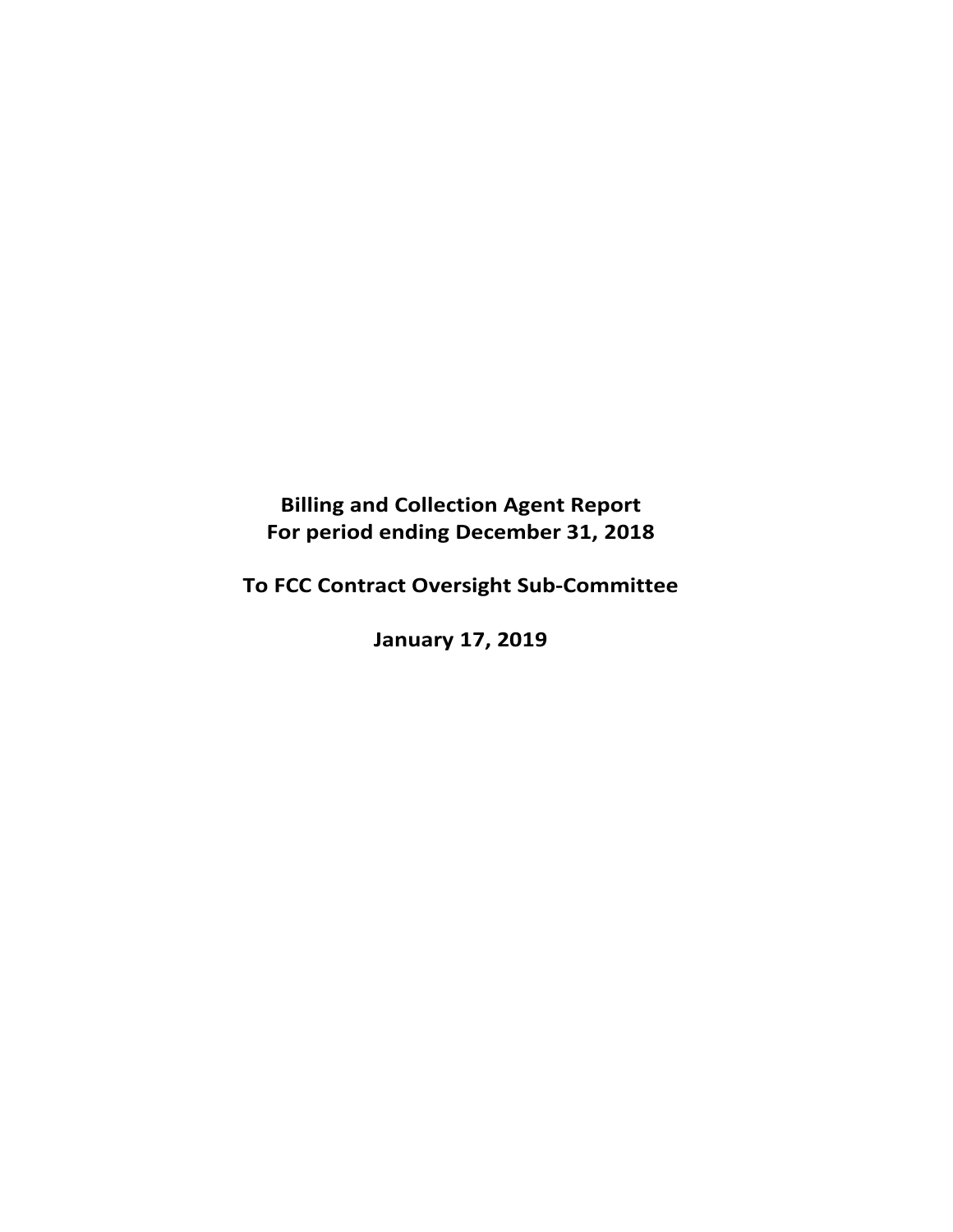**Billing and Collection Agent Report**
**For period ending December 31, 2018**

**To FCC Contract Oversight Sub-Committee**

**January 17, 2019**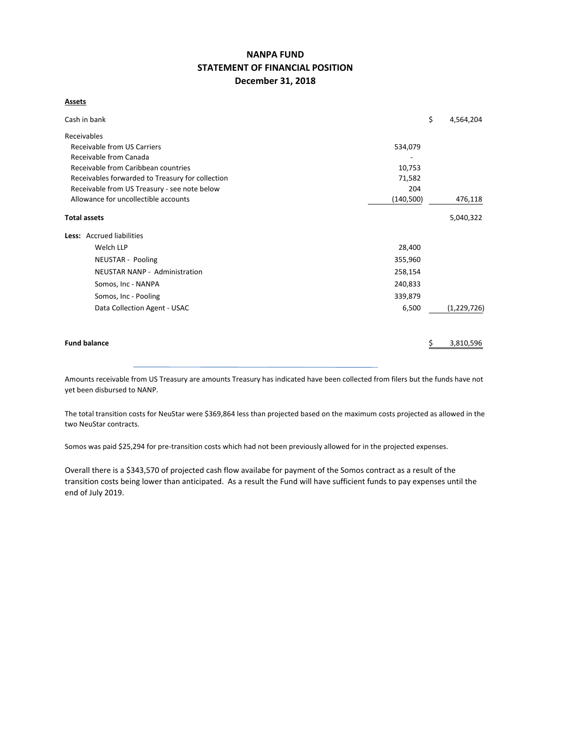# NANPA FUND
## STATEMENT OF FINANCIAL POSITION
### December 31, 2018

**Assets**

| | | |
|---|---|---|
| Cash in bank | | $ 4,564,204 |
| Receivables | | |
| Receivable from US Carriers | 534,079 | |
| Receivable from Canada | - | |
| Receivable from Caribbean countries | 10,753 | |
| Receivables forwarded to Treasury for collection | 71,582 | |
| Receivable from US Treasury - see note below | 204 | |
| Allowance for uncollectible accounts | (140,500) | 476,118 |
| **Total assets** | | 5,040,322 |
| **Less:** Accrued liabilities | | |
| Welch LLP | 28,400 | |
| NEUSTAR - Pooling | 355,960 | |
| NEUSTAR NANP - Administration | 258,154 | |
| Somos, Inc - NANPA | 240,833 | |
| Somos, Inc - Pooling | 339,879 | |
| Data Collection Agent - USAC | 6,500 | (1,229,726) |
| **Fund balance** | | $ 3,810,596 |

Amounts receivable from US Treasury are amounts Treasury has indicated have been collected from filers but the funds have not yet been disbursed to NANP.

The total transition costs for NeuStar were $369,864 less than projected based on the maximum costs projected as allowed in the two NeuStar contracts.

Somos was paid $25,294 for pre-transition costs which had not been previously allowed for in the projected expenses.

Overall there is a $343,570 of projected cash flow availabe for payment of the Somos contract as a result of the transition costs being lower than anticipated. As a result the Fund will have sufficient funds to pay expenses until the end of July 2019.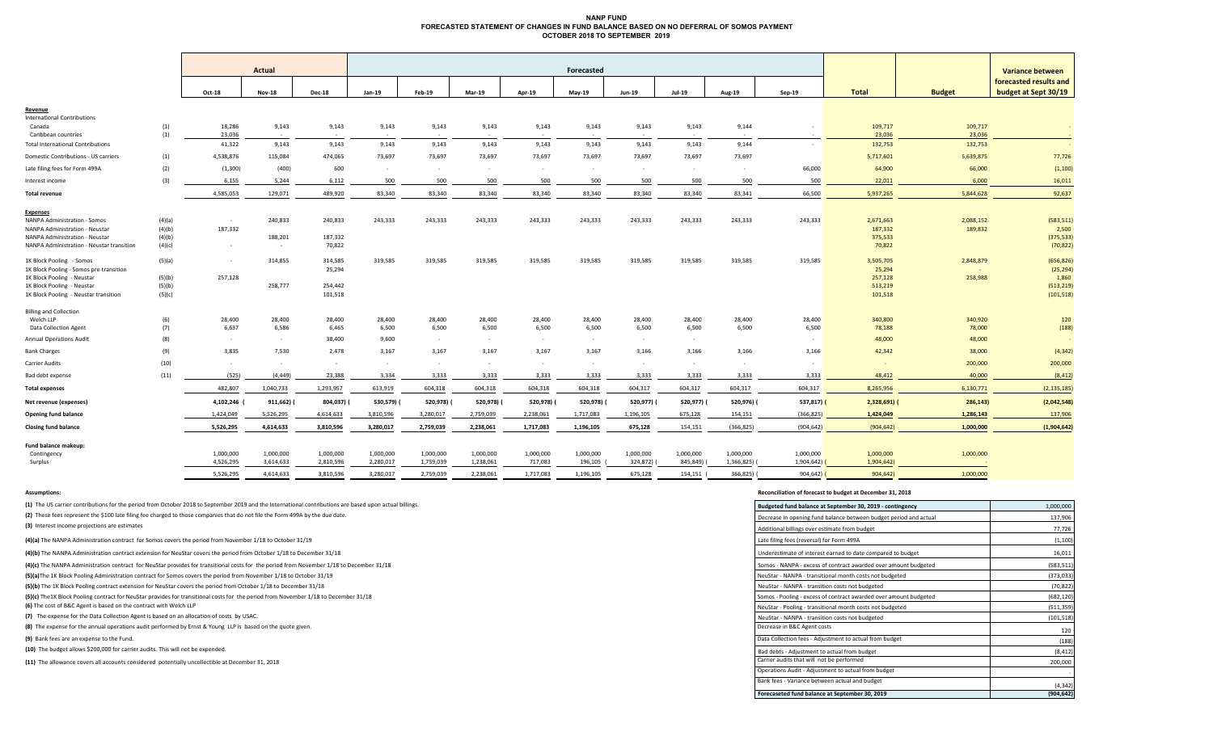# NANP FUND
## FORECASTED STATEMENT OF CHANGES IN FUND BALANCE BASED ON NO DEFERRAL OF SOMOS PAYMENT
### OCTOBER 2018 TO SEPTEMBER 2019

| | | Actual | | | Forecasted | | | | | | | | | | | Variance between forecasted results and budget at Sept 30/19 |
|---|---|---|---|---|---|---|---|---|---|---|---|---|---|---|---|---|
| | | Oct-18 | Nov-18 | Dec-18 | Jan-19 | Feb-19 | Mar-19 | Apr-19 | May-19 | Jun-19 | Jul-19 | Aug-19 | Sep-19 | Total | Budget | |
| **Revenue** | | | | | | | | | | | | | | | | |
| International Contributions | | | | | | | | | | | | | | | | |
| Canada | (1) | 18,286 | 9,143 | 9,143 | 9,143 | 9,143 | 9,143 | 9,143 | 9,143 | 9,143 | 9,143 | 9,144 | - | 109,717 | 109,717 | - |
| Caribbean countries | (1) | 23,036 | - | - | - | - | - | - | - | - | - | - | - | 23,036 | 23,036 | - |
| Total International Contributions | | 41,322 | 9,143 | 9,143 | 9,143 | 9,143 | 9,143 | 9,143 | 9,143 | 9,143 | 9,143 | 9,144 | - | 132,753 | 132,753 | - |
| Domestic Contributions - US carriers | (1) | 4,538,876 | 115,084 | 474,065 | 73,697 | 73,697 | 73,697 | 73,697 | 73,697 | 73,697 | 73,697 | 73,697 | - | 5,717,601 | 5,639,875 | 77,726 |
| Late filing fees for Form 499A | (2) | (1,300) | (400) | 600 | - | - | - | - | - | - | - | - | 66,000 | 64,900 | 66,000 | (1,100) |
| Interest income | (3) | 6,155 | 5,244 | 6,112 | 500 | 500 | 500 | 500 | 500 | 500 | 500 | 500 | 500 | 22,011 | 6,000 | 16,011 |
| **Total revenue** | | 4,585,053 | 129,071 | 489,920 | 83,340 | 83,340 | 83,340 | 83,340 | 83,340 | 83,340 | 83,340 | 83,341 | 66,500 | 5,937,265 | 5,844,628 | 92,637 |
| **Expenses** | | | | | | | | | | | | | | | | |
| NANPA Administration - Somos | (4)(a) | - | 240,833 | 240,833 | 243,333 | 243,333 | 243,333 | 243,333 | 243,333 | 243,333 | 243,333 | 243,333 | 243,333 | 2,671,663 | 2,088,152 | (583,511) |
| NANPA Administration - Neustar | (4)(b) | 187,332 | | | | | | | | | | | | 187,332 | 189,832 | 2,500 |
| NANPA Administration - Neustar | (4)(b) | | 188,201 | 187,332 | | | | | | | | | | 375,533 | | (375,533) |
| NANPA Administration - Neustar transition | (4)(c) | - | - | 70,822 | | | | | | | | | | 70,822 | | (70,822) |
| 1K Block Pooling - Somos | (5)(a) | - | 314,855 | 314,585 | 319,585 | 319,585 | 319,585 | 319,585 | 319,585 | 319,585 | 319,585 | 319,585 | 319,585 | 3,505,705 | 2,848,879 | (656,826) |
| 1K Block Pooling - Somos pre-transition | | | | 25,294 | | | | | | | | | | 25,294 | - | (25,294) |
| 1K Block Pooling - Neustar | (5)(b) | 257,128 | | | | | | | | | | | | 257,128 | 258,988 | 1,860 |
| 1K Block Pooling - Neustar | (5)(b) | | 258,777 | 254,442 | | | | | | | | | | 513,219 | | (513,219) |
| 1K Block Pooling - Neustar transition | (5)(c) | | | 101,518 | | | | | | | | | | 101,518 | | (101,518) |
| Billing and Collection | | | | | | | | | | | | | | | | |
| Welch LLP | (6) | 28,400 | 28,400 | 28,400 | 28,400 | 28,400 | 28,400 | 28,400 | 28,400 | 28,400 | 28,400 | 28,400 | 28,400 | 340,800 | 340,920 | 120 |
| Data Collection Agent | (7) | 6,637 | 6,586 | 6,465 | 6,500 | 6,500 | 6,500 | 6,500 | 6,500 | 6,500 | 6,500 | 6,500 | 6,500 | 78,188 | 78,000 | (188) |
| Annual Operations Audit | (8) | - | - | 38,400 | 9,600 | - | - | - | - | - | - | - | - | 48,000 | 48,000 | - |
| Bank Charges | (9) | 3,835 | 7,530 | 2,478 | 3,167 | 3,167 | 3,167 | 3,167 | 3,167 | 3,166 | 3,166 | 3,166 | 3,166 | 42,342 | 38,000 | (4,342) |
| Carrier Audits | (10) | - | - | - | - | - | - | - | - | - | - | - | - | - | 200,000 | 200,000 |
| Bad debt expense | (11) | (525) | (4,449) | 23,388 | 3,334 | 3,333 | 3,333 | 3,333 | 3,333 | 3,333 | 3,333 | 3,333 | 3,333 | 48,412 | 40,000 | (8,412) |
| **Total expenses** | | 482,807 | 1,040,733 | 1,293,957 | 613,919 | 604,318 | 604,318 | 604,318 | 604,318 | 604,318 | 604,317 | 604,317 | 604,317 | 8,265,956 | 6,130,771 | (2,135,185) |
| **Net revenue (expenses)** | | 4,102,246 | (911,662) | (804,037) | (530,579) | (520,978) | (520,978) | (520,978) | (520,978) | (520,977) | (520,977) | (520,976) | (537,817) | (2,328,691) | (286,143) | (2,042,548) |
| **Opening fund balance** | | 1,424,049 | 5,526,295 | 4,614,633 | 3,810,596 | 3,280,017 | 2,759,039 | 2,238,061 | 1,717,083 | 1,196,105 | 675,128 | 154,151 | (366,825) | 1,424,049 | 1,286,143 | 137,906 |
| **Closing fund balance** | | 5,526,295 | 4,614,633 | 3,810,596 | 3,280,017 | 2,759,039 | 2,238,061 | 1,717,083 | 1,196,105 | 675,128 | 154,151 | (366,825) | (904,642) | (904,642) | 1,000,000 | (1,904,642) |
| **Fund balance makeup:** | | | | | | | | | | | | | | | | |
| Contingency | | 1,000,000 | 1,000,000 | 1,000,000 | 1,000,000 | 1,000,000 | 1,000,000 | 1,000,000 | 1,000,000 | 1,000,000 | 1,000,000 | 1,000,000 | 1,000,000 | 1,000,000 | 1,000,000 | |
| Surplus | | 4,526,295 | 3,614,633 | 2,810,596 | 2,280,017 | 1,759,039 | 1,238,061 | 717,083 | 196,105 | (324,872) | (845,849) | (1,366,825) | (1,904,642) | (1,904,642) | - | |
| | | 5,526,295 | 4,614,633 | 3,810,596 | 3,280,017 | 2,759,039 | 2,238,061 | 1,717,083 | 1,196,105 | 675,128 | 154,151 | (366,825) | (904,642) | (904,642) | 1,000,000 | |

**Assumptions:**

**(1)** The US carrier contributions for the period from October 2018 to September 2019 and the International contributions are based upon actual billings.

**(2)** These fees represent the $100 late filing fee charged to those companies that do not file the Form 499A by the due date.

**(3)** Interest income projections are estimates

**(4)(a)** The NANPA Administration contract for Somos covers the period from November 1/18 to October 31/19

**(4)(b)** The NANPA Administration contract extension for NeuStar covers the period from October 1/18 to December 31/18

**(4)(c)** The NANPA Administration contract for NeuStar provides for transitional costs for the period from November 1/18 to December 31/18

**(5)(a)** The 1K Block Pooling Administration contract for Somos covers the period from November 1/18 to October 31/19

**(5)(b)** The 1K Block Pooling contract extension for NeuStar covers the period from October 1/18 to December 31/18

**(5)(c)** The 1K Block Pooling contract for NeuStar provides for transitional costs for the period from November 1/18 to December 31/18

**(6)** The cost of B&C Agent is based on the contract with Welch LLP

**(7)** The expense for the Data Collection Agent is based on an allocation of costs by USAC.

**(8)** The expense for the annual operations audit performed by Ernst & Young LLP is based on the quote given.

**(9)** Bank fees are an expense to the Fund.

**(10)** The budget allows $200,000 for carrier audits. This will not be expended.

**(11)** The allowance covers all accounts considered potentially uncollectible at December 31, 2018

**Reconciliation of forecast to budget at December 31, 2018**

| | |
|---|---|
| **Budgeted fund balance at September 30, 2019 - contingency** | 1,000,000 |
| Decrease in opening fund balance between budget period and actual | 137,906 |
| Additional billings over estimate from budget | 77,726 |
| Late filing fees (reversal) for Form 499A | (1,100) |
| Underestimate of interest earned to date compared to budget | 16,011 |
| Somos - NANPA - excess of contract awarded over amount budgeted | (583,511) |
| NeuStar - NANPA - transitional month costs not budgeted | (373,033) |
| NeuStar - NANPA - transition costs not budgeted | (70,822) |
| Somos - Pooling - excess of contract awarded over amount budgeted | (682,120) |
| NeuStar - Pooling - transitional month costs not budgeted | (511,359) |
| NeuStar - NANPA - transition costs not budgeted | (101,518) |
| Decrease in B&C Agent costs | 120 |
| Data Collection fees - Adjustment to actual from budget | (188) |
| Bad debts - Adjustment to actual from budget | (8,412) |
| Carrier audits that will not be performed | 200,000 |
| Operations Audit - Adjustment to actual from budget | - |
| Bank fees - Variance between actual and budget | (4,342) |
| **Forecaseted fund balance at September 30, 2019** | **(904,642)** |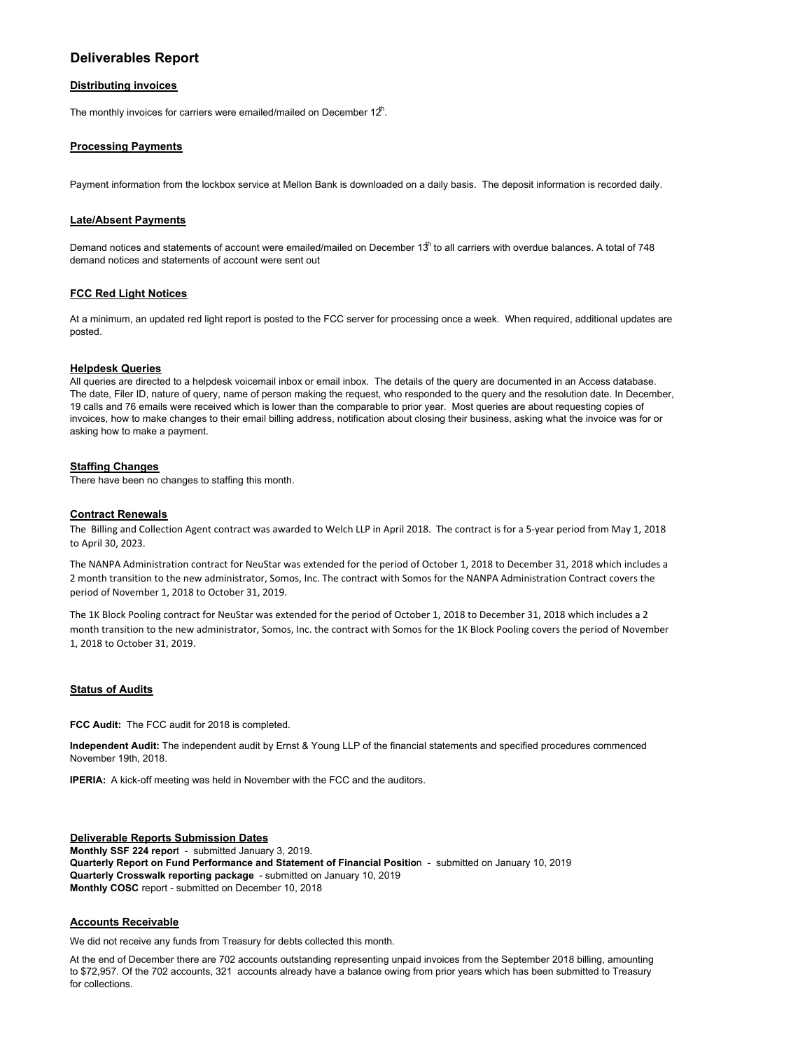# Deliverables Report

### Distributing invoices

The monthly invoices for carriers were emailed/mailed on December 12th.

### Processing Payments

Payment information from the lockbox service at Mellon Bank is downloaded on a daily basis. The deposit information is recorded daily.

### Late/Absent Payments

Demand notices and statements of account were emailed/mailed on December 13th to all carriers with overdue balances. A total of 748 demand notices and statements of account were sent out

### FCC Red Light Notices

At a minimum, an updated red light report is posted to the FCC server for processing once a week. When required, additional updates are posted.

### Helpdesk Queries

All queries are directed to a helpdesk voicemail inbox or email inbox. The details of the query are documented in an Access database. The date, Filer ID, nature of query, name of person making the request, who responded to the query and the resolution date. In December, 19 calls and 76 emails were received which is lower than the comparable to prior year. Most queries are about requesting copies of invoices, how to make changes to their email billing address, notification about closing their business, asking what the invoice was for or asking how to make a payment.

### Staffing Changes

There have been no changes to staffing this month.

### Contract Renewals

The Billing and Collection Agent contract was awarded to Welch LLP in April 2018. The contract is for a 5-year period from May 1, 2018 to April 30, 2023.

The NANPA Administration contract for NeuStar was extended for the period of October 1, 2018 to December 31, 2018 which includes a 2 month transition to the new administrator, Somos, Inc. The contract with Somos for the NANPA Administration Contract covers the period of November 1, 2018 to October 31, 2019.

The 1K Block Pooling contract for NeuStar was extended for the period of October 1, 2018 to December 31, 2018 which includes a 2 month transition to the new administrator, Somos, Inc. the contract with Somos for the 1K Block Pooling covers the period of November 1, 2018 to October 31, 2019.

### Status of Audits

**FCC Audit:** The FCC audit for 2018 is completed.

**Independent Audit:** The independent audit by Ernst & Young LLP of the financial statements and specified procedures commenced November 19th, 2018.

**IPERIA:** A kick-off meeting was held in November with the FCC and the auditors.

### Deliverable Reports Submission Dates

**Monthly SSF 224 report** - submitted January 3, 2019.
**Quarterly Report on Fund Performance and Statement of Financial Position** - submitted on January 10, 2019
**Quarterly Crosswalk reporting package** - submitted on January 10, 2019
**Monthly COSC** report - submitted on December 10, 2018

### Accounts Receivable

We did not receive any funds from Treasury for debts collected this month.

At the end of December there are 702 accounts outstanding representing unpaid invoices from the September 2018 billing, amounting to $72,957. Of the 702 accounts, 321 accounts already have a balance owing from prior years which has been submitted to Treasury for collections.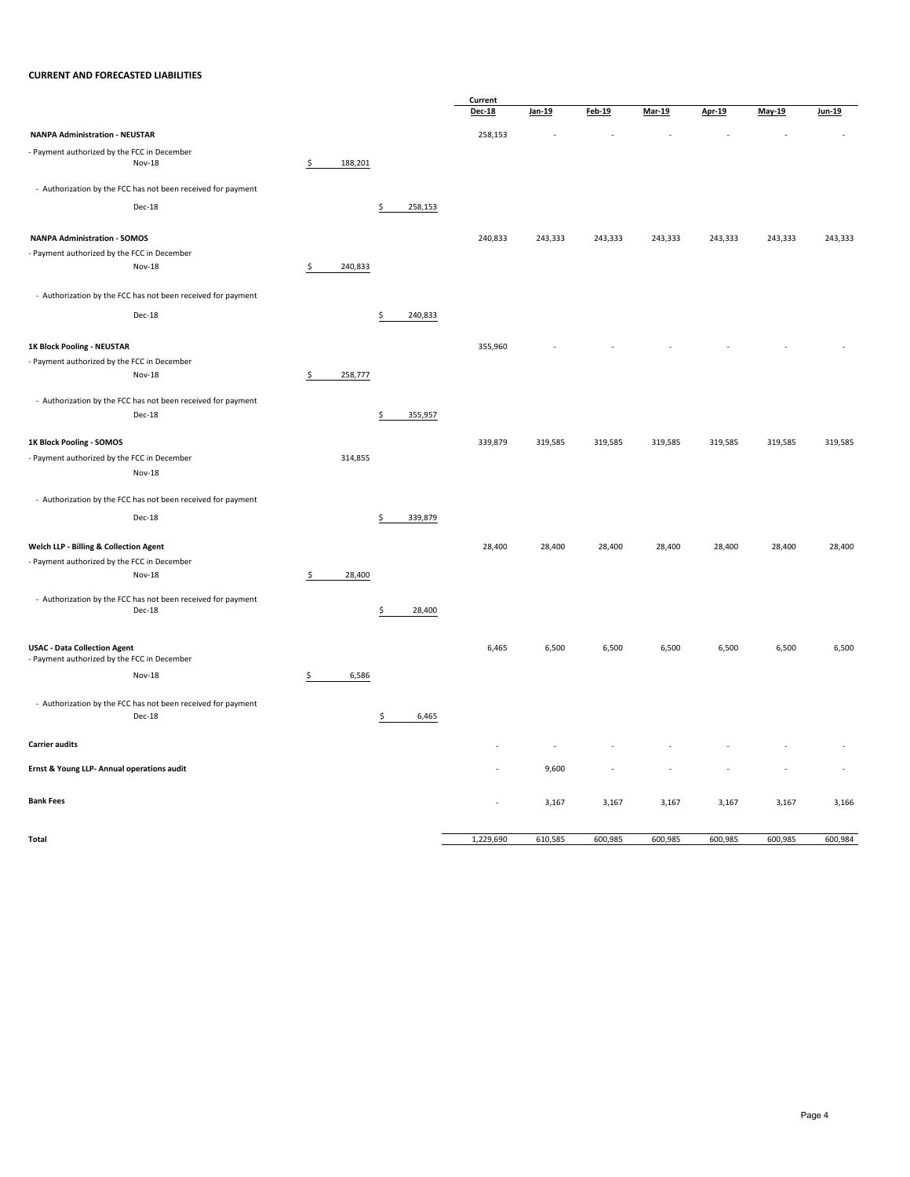**CURRENT AND FORECASTED LIABILITIES**

| | | | Current Dec-18 | Jan-19 | Feb-19 | Mar-19 | Apr-19 | May-19 | Jun-19 |
|---|---|---|---|---|---|---|---|---|---|
| **NANPA Administration - NEUSTAR** | | | 258,153 | - | - | - | - | - | - |
| - Payment authorized by the FCC in December Nov-18 | $ 188,201 | | | | | | | | |
| - Authorization by the FCC has not been received for payment Dec-18 | | $ 258,153 | | | | | | | |
| **NANPA Administration - SOMOS** | | | 240,833 | 243,333 | 243,333 | 243,333 | 243,333 | 243,333 | 243,333 |
| - Payment authorized by the FCC in December Nov-18 | $ 240,833 | | | | | | | | |
| - Authorization by the FCC has not been received for payment Dec-18 | | $ 240,833 | | | | | | | |
| **1K Block Pooling - NEUSTAR** | | | 355,960 | - | - | - | - | - | - |
| - Payment authorized by the FCC in December Nov-18 | $ 258,777 | | | | | | | | |
| - Authorization by the FCC has not been received for payment Dec-18 | | $ 355,957 | | | | | | | |
| **1K Block Pooling - SOMOS** | | | 339,879 | 319,585 | 319,585 | 319,585 | 319,585 | 319,585 | 319,585 |
| - Payment authorized by the FCC in December Nov-18 | 314,855 | | | | | | | | |
| - Authorization by the FCC has not been received for payment Dec-18 | | $ 339,879 | | | | | | | |
| **Welch LLP - Billing & Collection Agent** | | | 28,400 | 28,400 | 28,400 | 28,400 | 28,400 | 28,400 | 28,400 |
| - Payment authorized by the FCC in December Nov-18 | $ 28,400 | | | | | | | | |
| - Authorization by the FCC has not been received for payment Dec-18 | | $ 28,400 | | | | | | | |
| **USAC - Data Collection Agent** | | | 6,465 | 6,500 | 6,500 | 6,500 | 6,500 | 6,500 | 6,500 |
| - Payment authorized by the FCC in December Nov-18 | $ 6,586 | | | | | | | | |
| - Authorization by the FCC has not been received for payment Dec-18 | | $ 6,465 | | | | | | | |
| **Carrier audits** | | | - | - | - | - | - | - | - |
| **Ernst & Young LLP- Annual operations audit** | | | - | 9,600 | - | - | - | - | - |
| **Bank Fees** | | | - | 3,167 | 3,167 | 3,167 | 3,167 | 3,167 | 3,166 |
| **Total** | | | 1,229,690 | 610,585 | 600,985 | 600,985 | 600,985 | 600,985 | 600,984 |